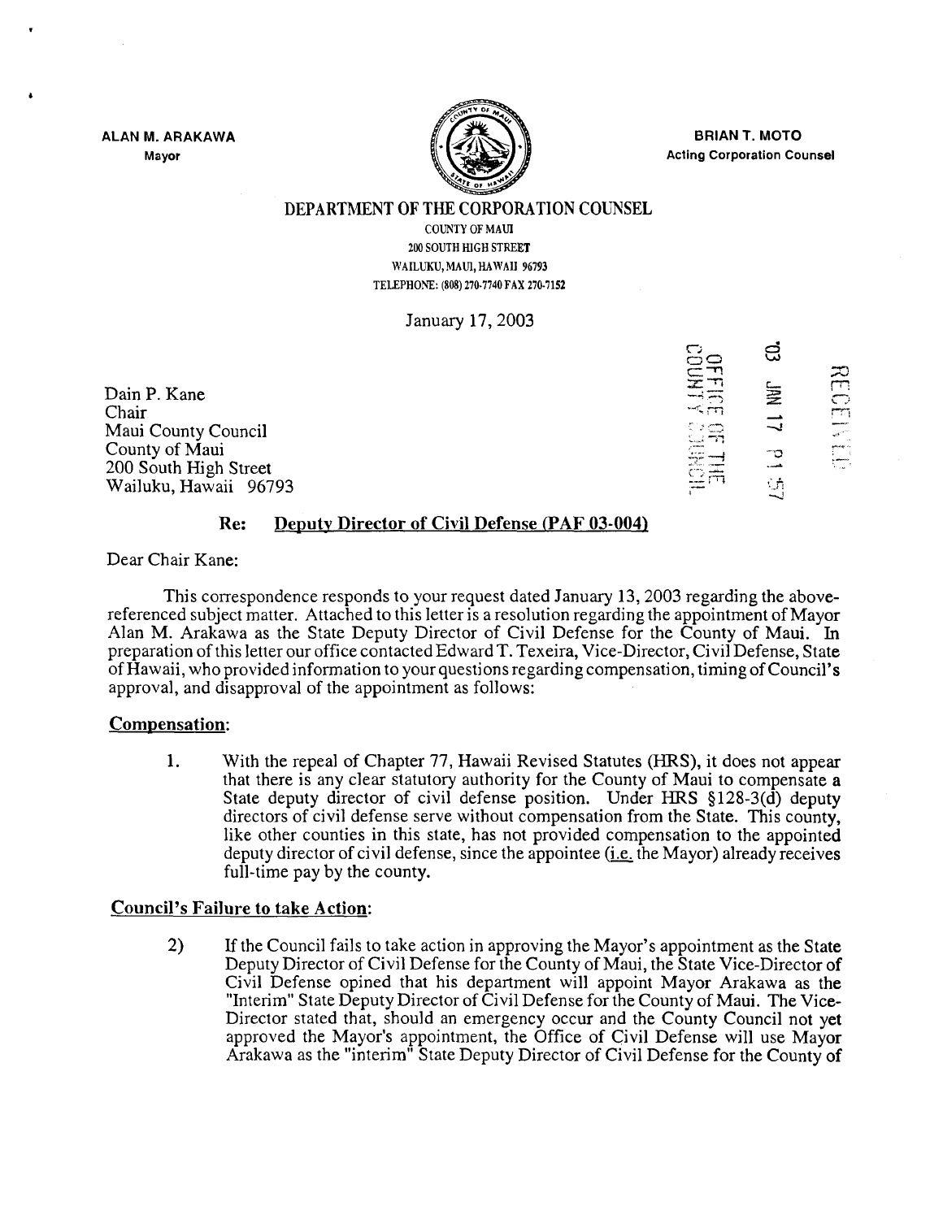ALAN M. ARAKAWA
Mayor

BRIAN T. MOTO
Acting Corporation Counsel

DEPARTMENT OF THE CORPORATION COUNSEL
COUNTY OF MAUI
200 SOUTH HIGH STREET
WAILUKU, MAUI, HAWAII 96793
TELEPHONE: (808) 270-7740 FAX 270-7152

January 17, 2003

'03 JAN 17 P1 57
OFFICE OF THE COUNTY COUNCIL
RECEIVED

Dain P. Kane
Chair
Maui County Council
County of Maui
200 South High Street
Wailuku, Hawaii 96793

**Re: Deputy Director of Civil Defense (PAF 03-004)**

Dear Chair Kane:

This correspondence responds to your request dated January 13, 2003 regarding the above-referenced subject matter. Attached to this letter is a resolution regarding the appointment of Mayor Alan M. Arakawa as the State Deputy Director of Civil Defense for the County of Maui. In preparation of this letter our office contacted Edward T. Texeira, Vice-Director, Civil Defense, State of Hawaii, who provided information to your questions regarding compensation, timing of Council's approval, and disapproval of the appointment as follows:

**Compensation:**

1. With the repeal of Chapter 77, Hawaii Revised Statutes (HRS), it does not appear that there is any clear statutory authority for the County of Maui to compensate a State deputy director of civil defense position. Under HRS §128-3(d) deputy directors of civil defense serve without compensation from the State. This county, like other counties in this state, has not provided compensation to the appointed deputy director of civil defense, since the appointee (i.e. the Mayor) already receives full-time pay by the county.

**Council's Failure to take Action:**

2) If the Council fails to take action in approving the Mayor's appointment as the State Deputy Director of Civil Defense for the County of Maui, the State Vice-Director of Civil Defense opined that his department will appoint Mayor Arakawa as the "Interim" State Deputy Director of Civil Defense for the County of Maui. The Vice-Director stated that, should an emergency occur and the County Council not yet approved the Mayor's appointment, the Office of Civil Defense will use Mayor Arakawa as the "interim" State Deputy Director of Civil Defense for the County of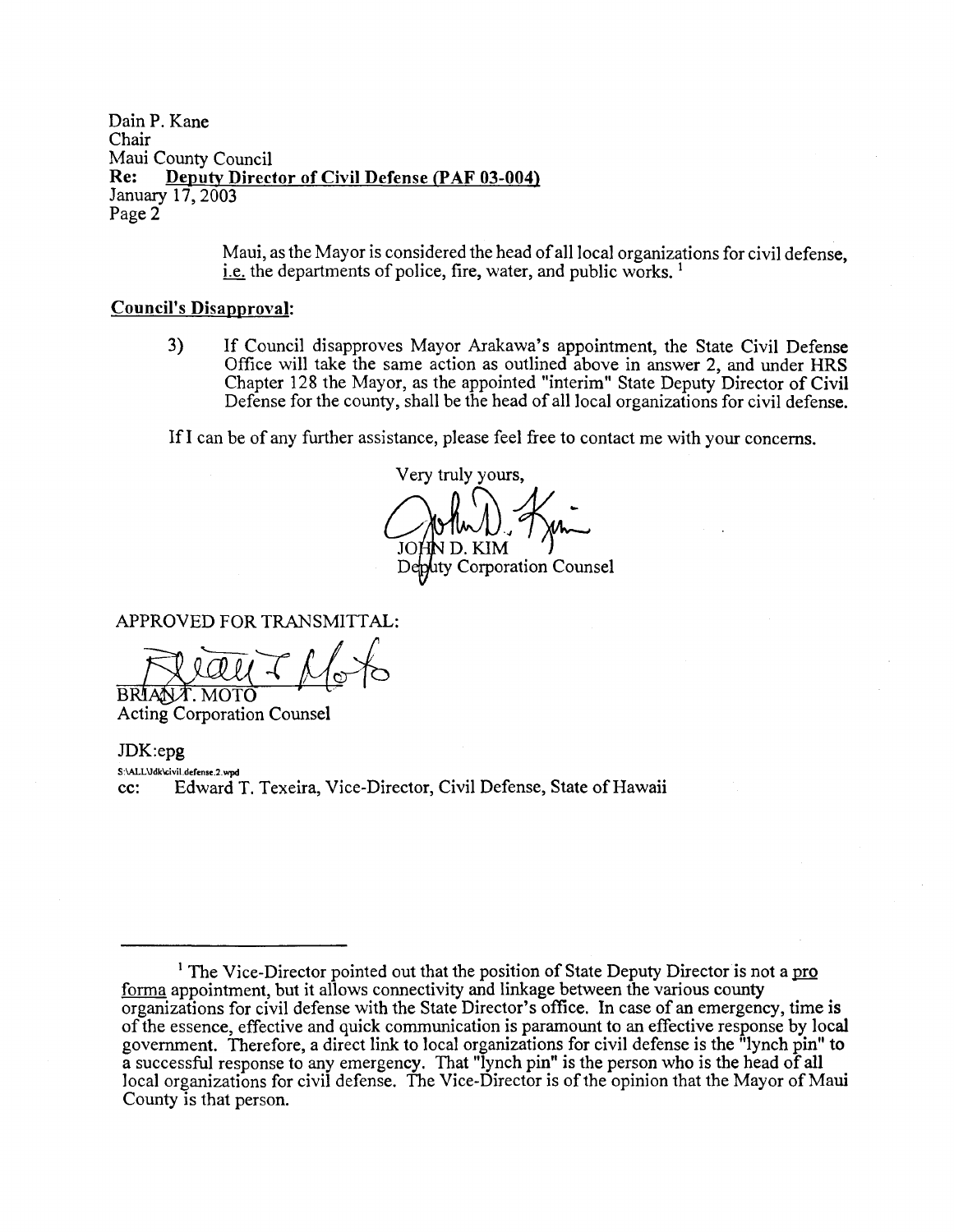Dain P. Kane
Chair
Maui County Council
**Re: Deputy Director of Civil Defense (PAF 03-004)**
January 17, 2003
Page 2

Maui, as the Mayor is considered the head of all local organizations for civil defense, i.e. the departments of police, fire, water, and public works. [1]

**Council's Disapproval:**

3) If Council disapproves Mayor Arakawa's appointment, the State Civil Defense Office will take the same action as outlined above in answer 2, and under HRS Chapter 128 the Mayor, as the appointed "interim" State Deputy Director of Civil Defense for the county, shall be the head of all local organizations for civil defense.

If I can be of any further assistance, please feel free to contact me with your concerns.

Very truly yours,

JOHN D. KIM
Deputy Corporation Counsel

APPROVED FOR TRANSMITTAL:

BRIAN T. MOTO
Acting Corporation Counsel

JDK:epg
S:\ALL\Jdk\civil.defense.2.wpd
cc: Edward T. Texeira, Vice-Director, Civil Defense, State of Hawaii

---

[1] The Vice-Director pointed out that the position of State Deputy Director is not a pro forma appointment, but it allows connectivity and linkage between the various county organizations for civil defense with the State Director's office. In case of an emergency, time is of the essence, effective and quick communication is paramount to an effective response by local government. Therefore, a direct link to local organizations for civil defense is the "lynch pin" to a successful response to any emergency. That "lynch pin" is the person who is the head of all local organizations for civil defense. The Vice-Director is of the opinion that the Mayor of Maui County is that person.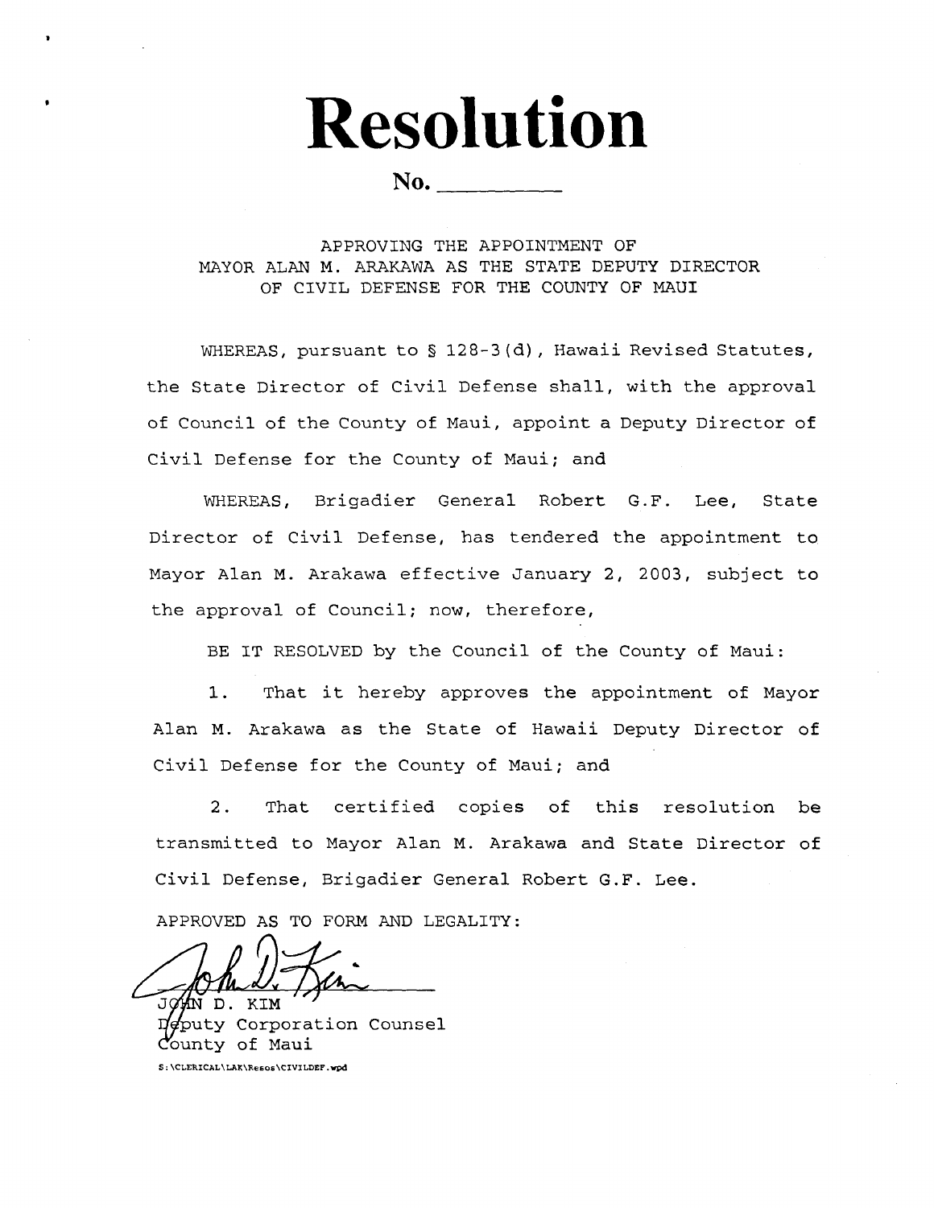# Resolution

**No. \_\_\_\_\_\_\_\_\_\_**

APPROVING THE APPOINTMENT OF
MAYOR ALAN M. ARAKAWA AS THE STATE DEPUTY DIRECTOR
OF CIVIL DEFENSE FOR THE COUNTY OF MAUI

WHEREAS, pursuant to § 128-3(d), Hawaii Revised Statutes, the State Director of Civil Defense shall, with the approval of Council of the County of Maui, appoint a Deputy Director of Civil Defense for the County of Maui; and

WHEREAS, Brigadier General Robert G.F. Lee, State Director of Civil Defense, has tendered the appointment to Mayor Alan M. Arakawa effective January 2, 2003, subject to the approval of Council; now, therefore,

BE IT RESOLVED by the Council of the County of Maui:

1. That it hereby approves the appointment of Mayor Alan M. Arakawa as the State of Hawaii Deputy Director of Civil Defense for the County of Maui; and

2. That certified copies of this resolution be transmitted to Mayor Alan M. Arakawa and State Director of Civil Defense, Brigadier General Robert G.F. Lee.

APPROVED AS TO FORM AND LEGALITY:

JOHN D. KIM
Deputy Corporation Counsel
County of Maui

S:\CLERICAL\LAK\Resos\CIVILDEF.wpd